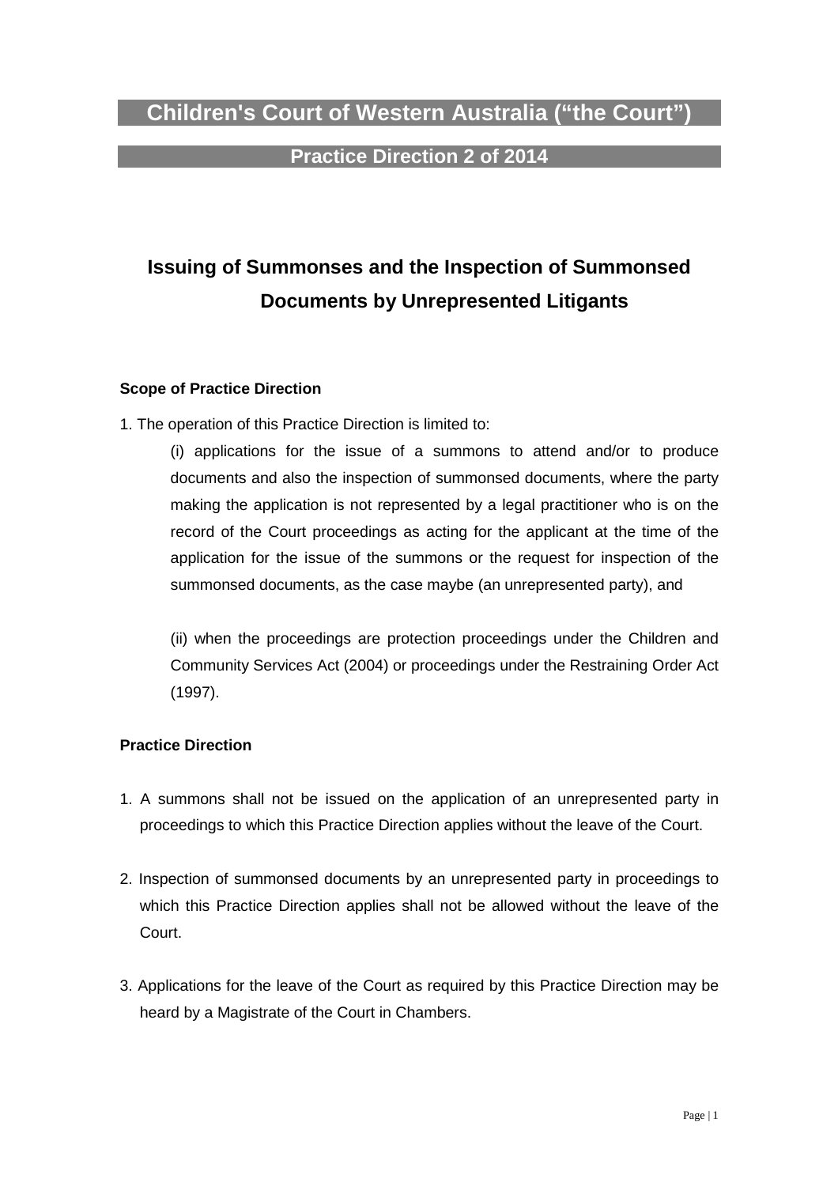# Children's Court of Western Australia ("the Court")

## Practice Direction 2 of 2014

## Issuing of Summonses and the Inspection of Summonsed Documents by Unrepresented Litigants

**Scope of Practice Direction**

1. The operation of this Practice Direction is limited to:

   (i) applications for the issue of a summons to attend and/or to produce documents and also the inspection of summonsed documents, where the party making the application is not represented by a legal practitioner who is on the record of the Court proceedings as acting for the applicant at the time of the application for the issue of the summons or the request for inspection of the summonsed documents, as the case maybe (an unrepresented party), and

   (ii) when the proceedings are protection proceedings under the Children and Community Services Act (2004) or proceedings under the Restraining Order Act (1997).

**Practice Direction**

1. A summons shall not be issued on the application of an unrepresented party in proceedings to which this Practice Direction applies without the leave of the Court.

2. Inspection of summonsed documents by an unrepresented party in proceedings to which this Practice Direction applies shall not be allowed without the leave of the Court.

3. Applications for the leave of the Court as required by this Practice Direction may be heard by a Magistrate of the Court in Chambers.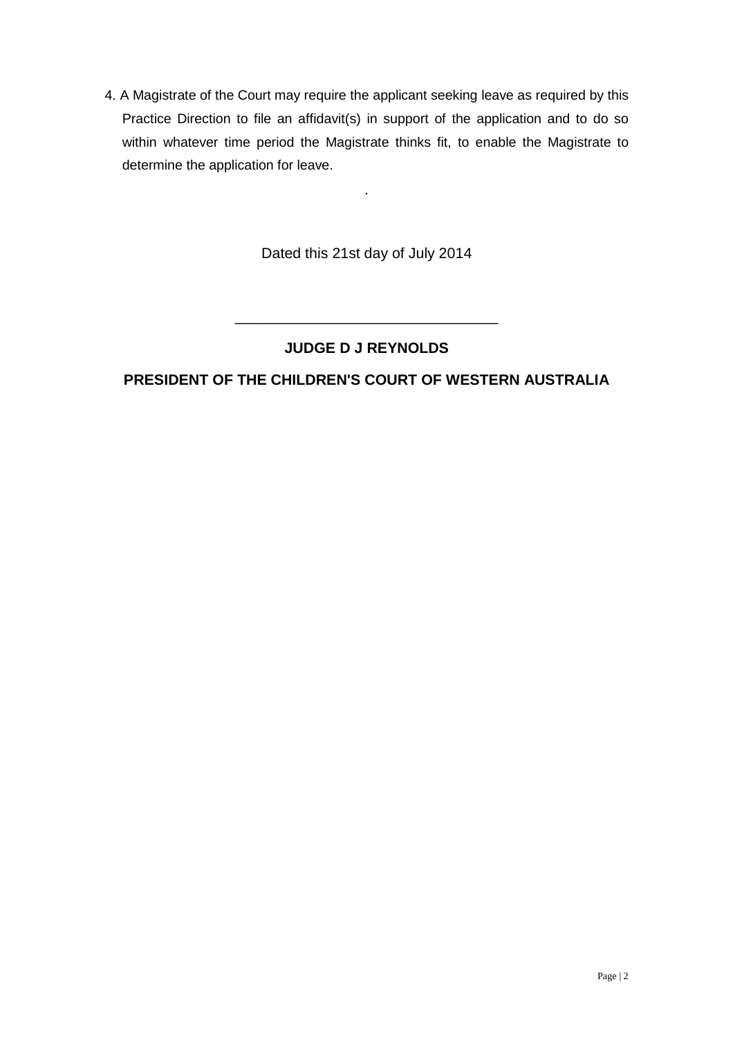4. A Magistrate of the Court may require the applicant seeking leave as required by this Practice Direction to file an affidavit(s) in support of the application and to do so within whatever time period the Magistrate thinks fit, to enable the Magistrate to determine the application for leave.

.

Dated this 21st day of July 2014

\_\_\_\_\_\_\_\_\_\_\_\_\_\_\_\_\_\_\_\_\_\_\_\_\_\_\_\_\_\_\_\_\_

**JUDGE D J REYNOLDS**

**PRESIDENT OF THE CHILDREN'S COURT OF WESTERN AUSTRALIA**